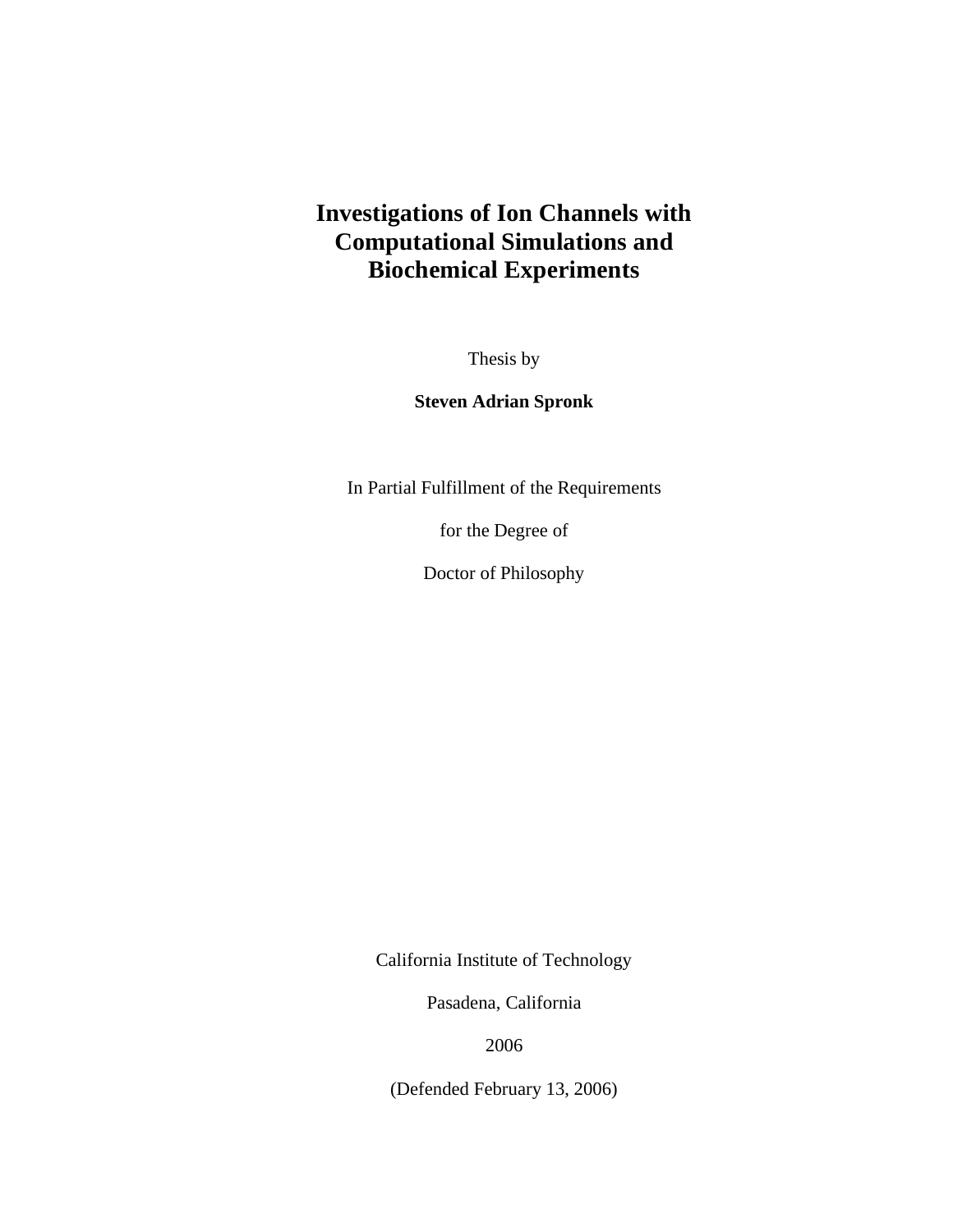# Investigations of Ion Channels with Computational Simulations and Biochemical Experiments

Thesis by

**Steven Adrian Spronk**

In Partial Fulfillment of the Requirements

for the Degree of

Doctor of Philosophy

California Institute of Technology

Pasadena, California

2006

(Defended February 13, 2006)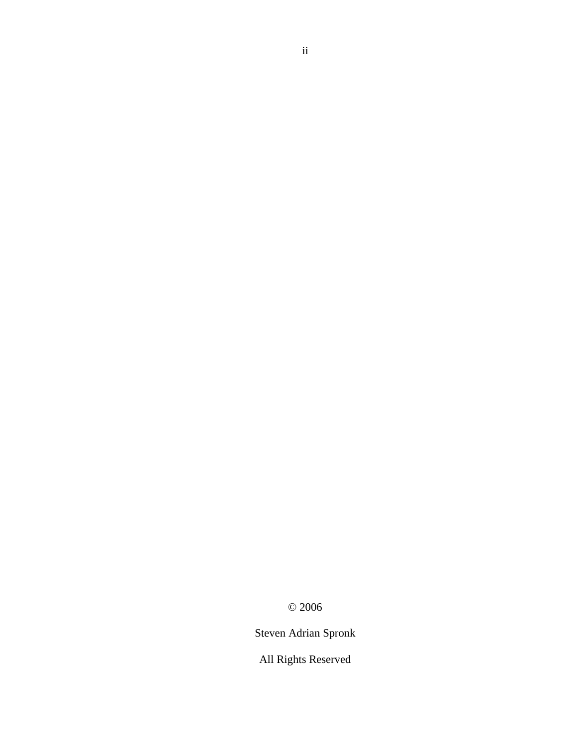© 2006

Steven Adrian Spronk

All Rights Reserved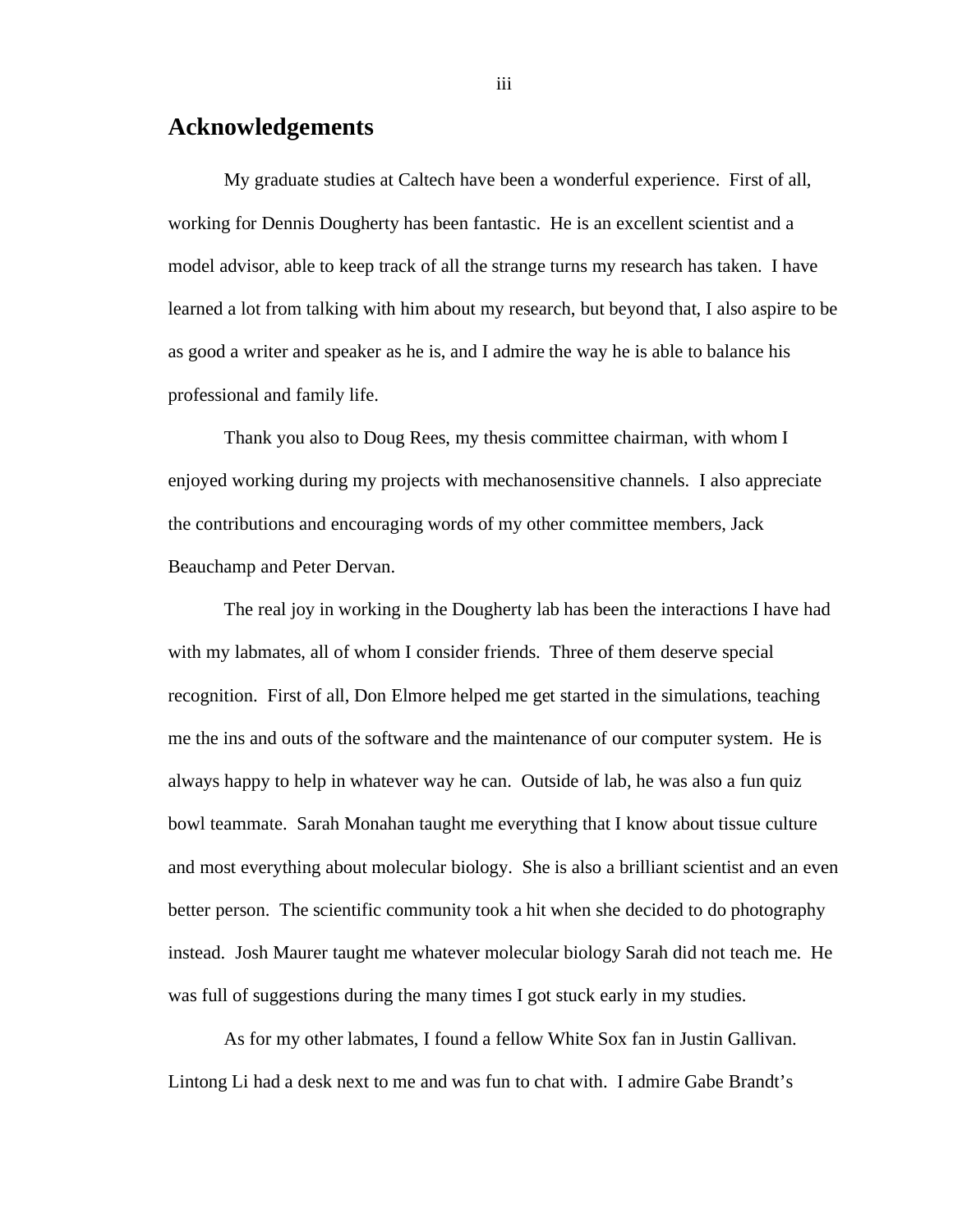## Acknowledgements

My graduate studies at Caltech have been a wonderful experience. First of all, working for Dennis Dougherty has been fantastic. He is an excellent scientist and a model advisor, able to keep track of all the strange turns my research has taken. I have learned a lot from talking with him about my research, but beyond that, I also aspire to be as good a writer and speaker as he is, and I admire the way he is able to balance his professional and family life.

Thank you also to Doug Rees, my thesis committee chairman, with whom I enjoyed working during my projects with mechanosensitive channels. I also appreciate the contributions and encouraging words of my other committee members, Jack Beauchamp and Peter Dervan.

The real joy in working in the Dougherty lab has been the interactions I have had with my labmates, all of whom I consider friends. Three of them deserve special recognition. First of all, Don Elmore helped me get started in the simulations, teaching me the ins and outs of the software and the maintenance of our computer system. He is always happy to help in whatever way he can. Outside of lab, he was also a fun quiz bowl teammate. Sarah Monahan taught me everything that I know about tissue culture and most everything about molecular biology. She is also a brilliant scientist and an even better person. The scientific community took a hit when she decided to do photography instead. Josh Maurer taught me whatever molecular biology Sarah did not teach me. He was full of suggestions during the many times I got stuck early in my studies.

As for my other labmates, I found a fellow White Sox fan in Justin Gallivan. Lintong Li had a desk next to me and was fun to chat with. I admire Gabe Brandt's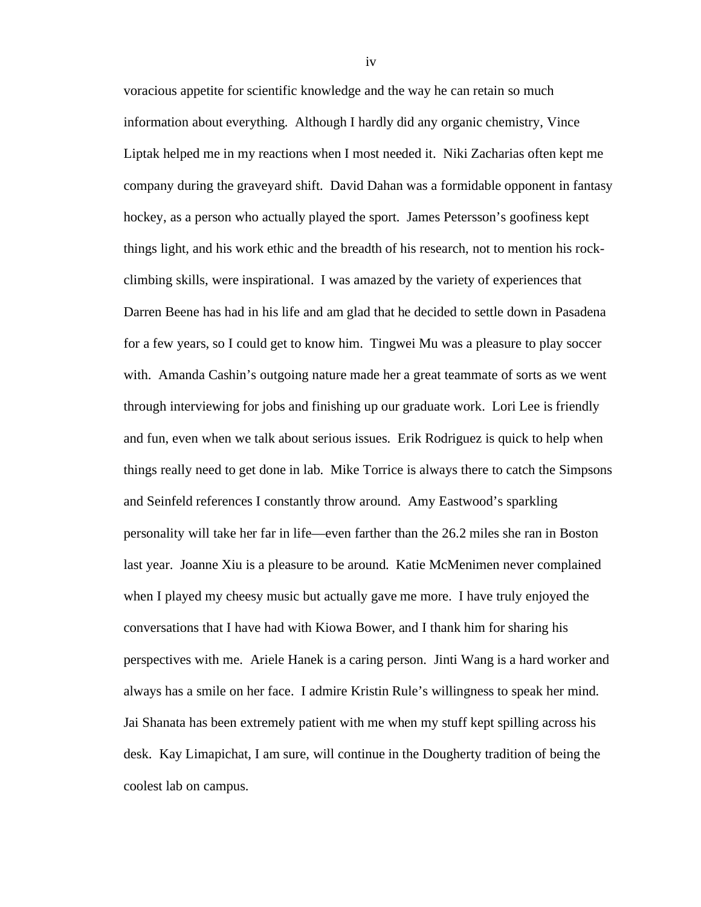voracious appetite for scientific knowledge and the way he can retain so much information about everything. Although I hardly did any organic chemistry, Vince Liptak helped me in my reactions when I most needed it. Niki Zacharias often kept me company during the graveyard shift. David Dahan was a formidable opponent in fantasy hockey, as a person who actually played the sport. James Petersson's goofiness kept things light, and his work ethic and the breadth of his research, not to mention his rock-climbing skills, were inspirational. I was amazed by the variety of experiences that Darren Beene has had in his life and am glad that he decided to settle down in Pasadena for a few years, so I could get to know him. Tingwei Mu was a pleasure to play soccer with. Amanda Cashin's outgoing nature made her a great teammate of sorts as we went through interviewing for jobs and finishing up our graduate work. Lori Lee is friendly and fun, even when we talk about serious issues. Erik Rodriguez is quick to help when things really need to get done in lab. Mike Torrice is always there to catch the Simpsons and Seinfeld references I constantly throw around. Amy Eastwood's sparkling personality will take her far in life—even farther than the 26.2 miles she ran in Boston last year. Joanne Xiu is a pleasure to be around. Katie McMenimen never complained when I played my cheesy music but actually gave me more. I have truly enjoyed the conversations that I have had with Kiowa Bower, and I thank him for sharing his perspectives with me. Ariele Hanek is a caring person. Jinti Wang is a hard worker and always has a smile on her face. I admire Kristin Rule's willingness to speak her mind. Jai Shanata has been extremely patient with me when my stuff kept spilling across his desk. Kay Limapichat, I am sure, will continue in the Dougherty tradition of being the coolest lab on campus.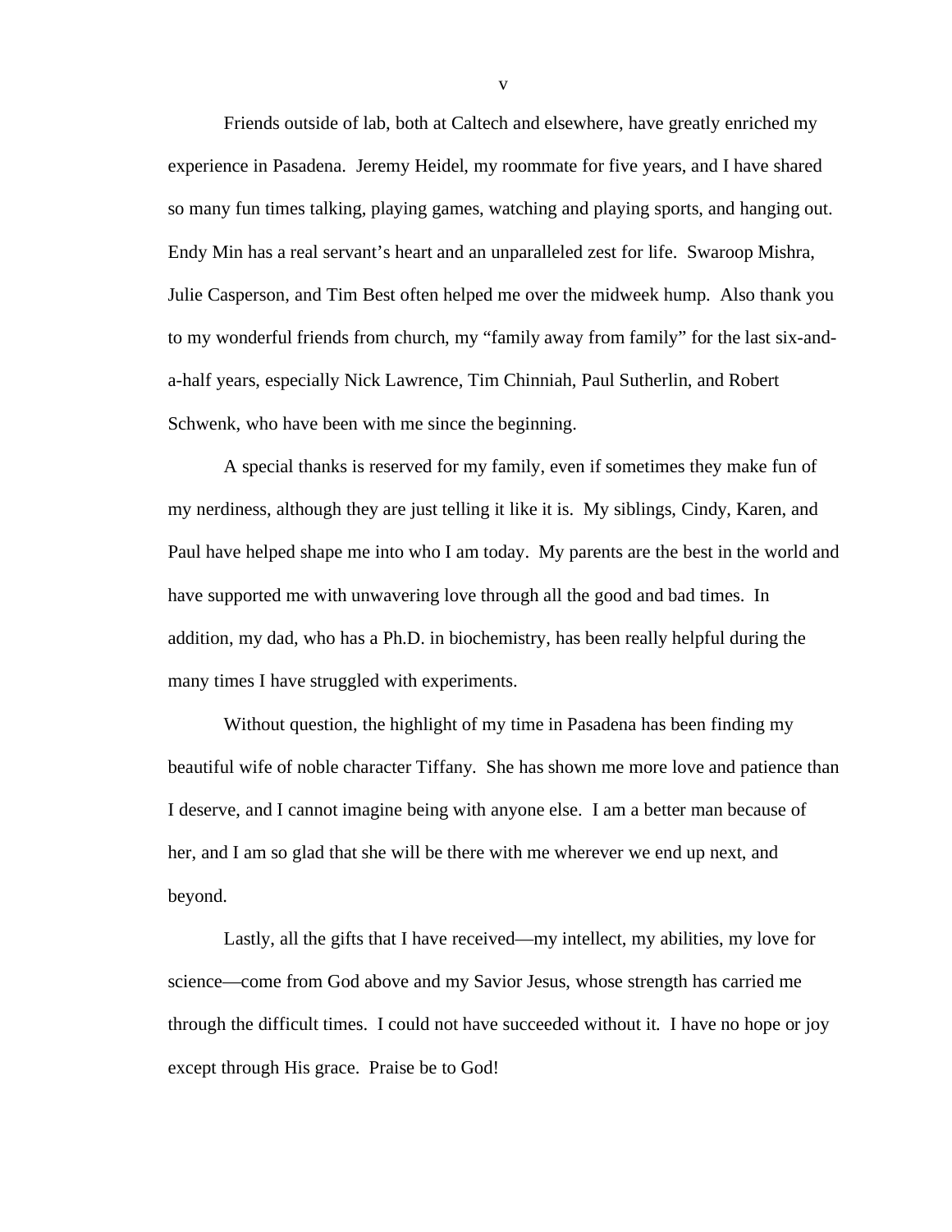Friends outside of lab, both at Caltech and elsewhere, have greatly enriched my experience in Pasadena. Jeremy Heidel, my roommate for five years, and I have shared so many fun times talking, playing games, watching and playing sports, and hanging out. Endy Min has a real servant's heart and an unparalleled zest for life. Swaroop Mishra, Julie Casperson, and Tim Best often helped me over the midweek hump. Also thank you to my wonderful friends from church, my "family away from family" for the last six-and-a-half years, especially Nick Lawrence, Tim Chinniah, Paul Sutherlin, and Robert Schwenk, who have been with me since the beginning.

A special thanks is reserved for my family, even if sometimes they make fun of my nerdiness, although they are just telling it like it is. My siblings, Cindy, Karen, and Paul have helped shape me into who I am today. My parents are the best in the world and have supported me with unwavering love through all the good and bad times. In addition, my dad, who has a Ph.D. in biochemistry, has been really helpful during the many times I have struggled with experiments.

Without question, the highlight of my time in Pasadena has been finding my beautiful wife of noble character Tiffany. She has shown me more love and patience than I deserve, and I cannot imagine being with anyone else. I am a better man because of her, and I am so glad that she will be there with me wherever we end up next, and beyond.

Lastly, all the gifts that I have received—my intellect, my abilities, my love for science—come from God above and my Savior Jesus, whose strength has carried me through the difficult times. I could not have succeeded without it. I have no hope or joy except through His grace. Praise be to God!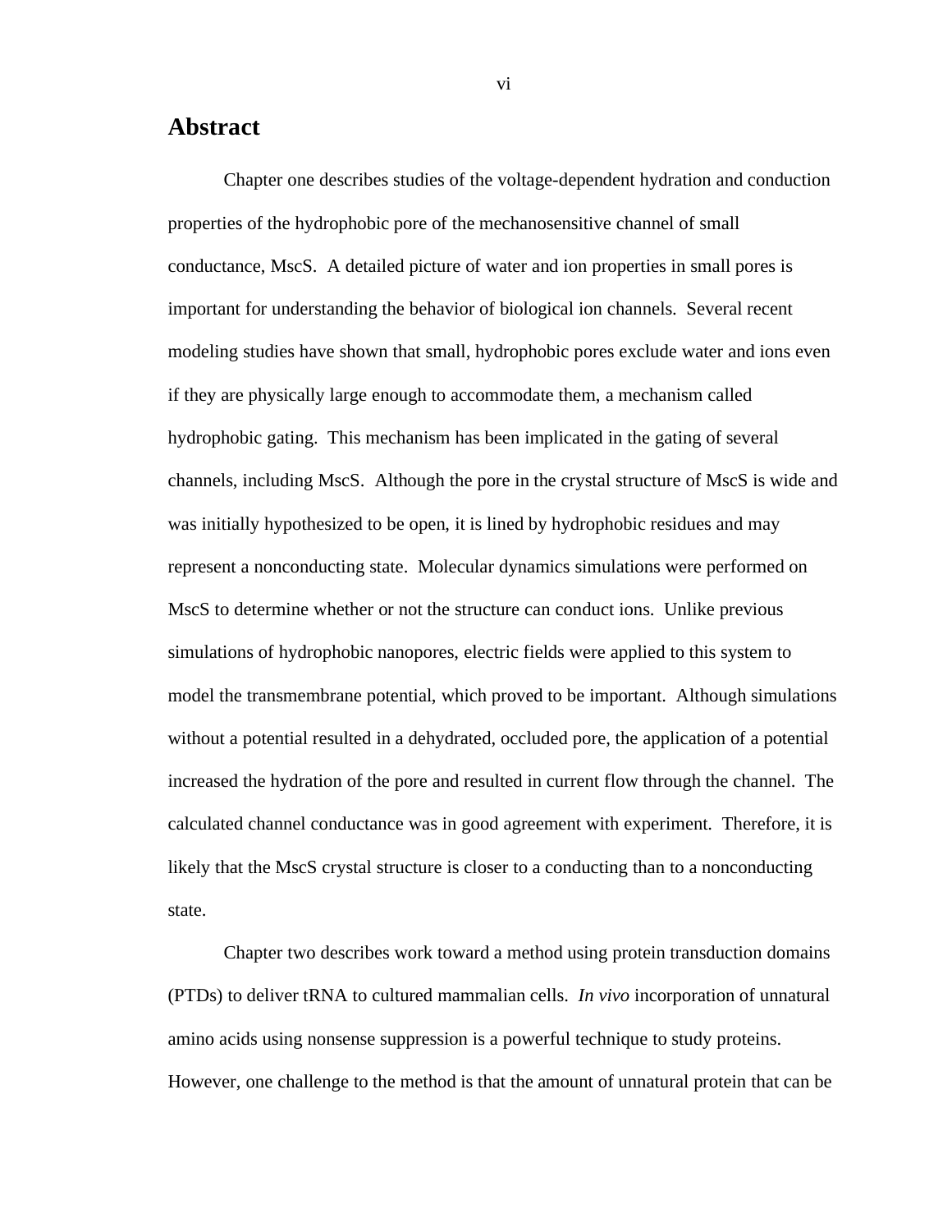# Abstract

Chapter one describes studies of the voltage-dependent hydration and conduction properties of the hydrophobic pore of the mechanosensitive channel of small conductance, MscS. A detailed picture of water and ion properties in small pores is important for understanding the behavior of biological ion channels. Several recent modeling studies have shown that small, hydrophobic pores exclude water and ions even if they are physically large enough to accommodate them, a mechanism called hydrophobic gating. This mechanism has been implicated in the gating of several channels, including MscS. Although the pore in the crystal structure of MscS is wide and was initially hypothesized to be open, it is lined by hydrophobic residues and may represent a nonconducting state. Molecular dynamics simulations were performed on MscS to determine whether or not the structure can conduct ions. Unlike previous simulations of hydrophobic nanopores, electric fields were applied to this system to model the transmembrane potential, which proved to be important. Although simulations without a potential resulted in a dehydrated, occluded pore, the application of a potential increased the hydration of the pore and resulted in current flow through the channel. The calculated channel conductance was in good agreement with experiment. Therefore, it is likely that the MscS crystal structure is closer to a conducting than to a nonconducting state.

Chapter two describes work toward a method using protein transduction domains (PTDs) to deliver tRNA to cultured mammalian cells. *In vivo* incorporation of unnatural amino acids using nonsense suppression is a powerful technique to study proteins. However, one challenge to the method is that the amount of unnatural protein that can be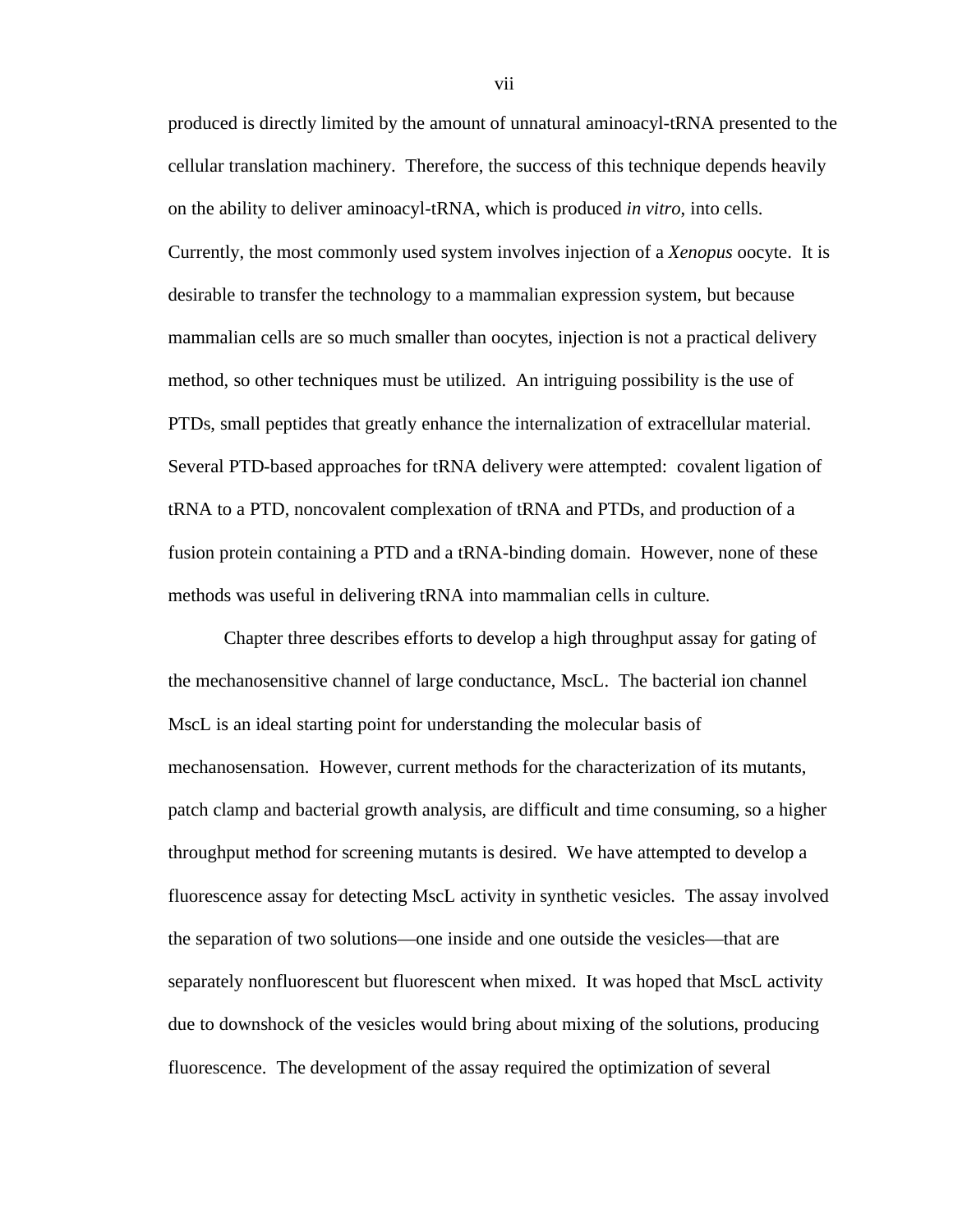produced is directly limited by the amount of unnatural aminoacyl-tRNA presented to the cellular translation machinery. Therefore, the success of this technique depends heavily on the ability to deliver aminoacyl-tRNA, which is produced *in vitro*, into cells. Currently, the most commonly used system involves injection of a *Xenopus* oocyte. It is desirable to transfer the technology to a mammalian expression system, but because mammalian cells are so much smaller than oocytes, injection is not a practical delivery method, so other techniques must be utilized. An intriguing possibility is the use of PTDs, small peptides that greatly enhance the internalization of extracellular material. Several PTD-based approaches for tRNA delivery were attempted: covalent ligation of tRNA to a PTD, noncovalent complexation of tRNA and PTDs, and production of a fusion protein containing a PTD and a tRNA-binding domain. However, none of these methods was useful in delivering tRNA into mammalian cells in culture.

Chapter three describes efforts to develop a high throughput assay for gating of the mechanosensitive channel of large conductance, MscL. The bacterial ion channel MscL is an ideal starting point for understanding the molecular basis of mechanosensation. However, current methods for the characterization of its mutants, patch clamp and bacterial growth analysis, are difficult and time consuming, so a higher throughput method for screening mutants is desired. We have attempted to develop a fluorescence assay for detecting MscL activity in synthetic vesicles. The assay involved the separation of two solutions—one inside and one outside the vesicles—that are separately nonfluorescent but fluorescent when mixed. It was hoped that MscL activity due to downshock of the vesicles would bring about mixing of the solutions, producing fluorescence. The development of the assay required the optimization of several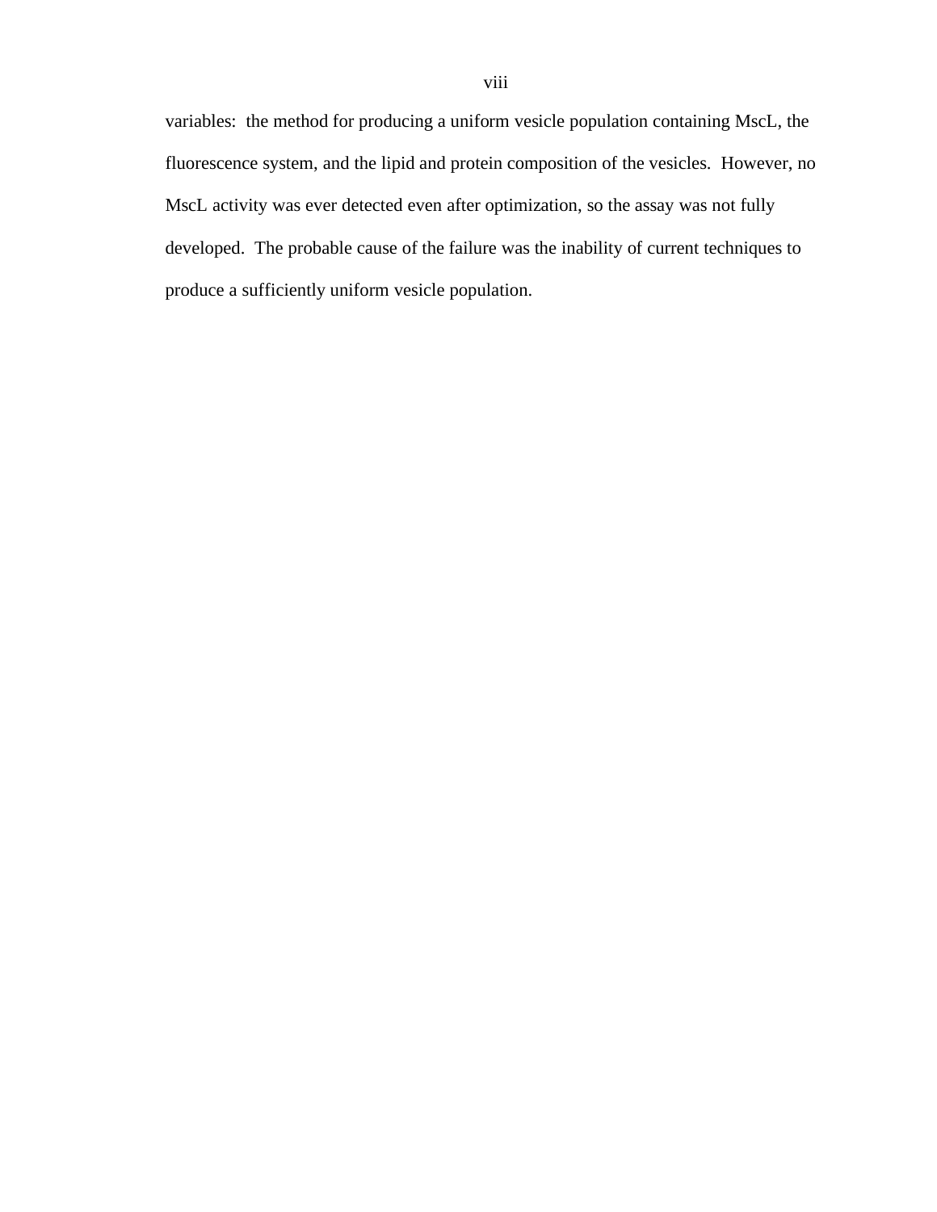variables: the method for producing a uniform vesicle population containing MscL, the fluorescence system, and the lipid and protein composition of the vesicles. However, no MscL activity was ever detected even after optimization, so the assay was not fully developed. The probable cause of the failure was the inability of current techniques to produce a sufficiently uniform vesicle population.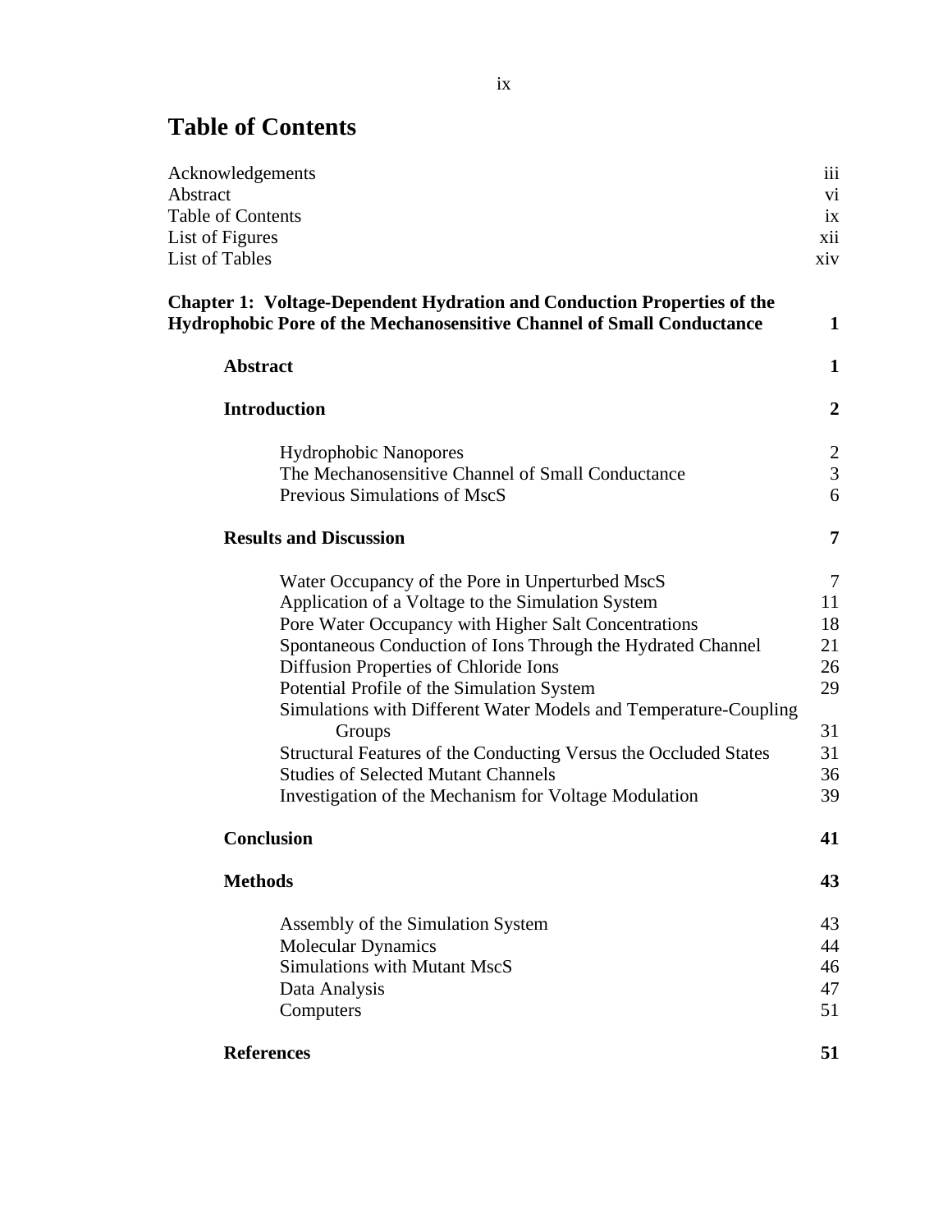# Table of Contents

| | |
|---|---|
| Acknowledgements | iii |
| Abstract | vi |
| Table of Contents | ix |
| List of Figures | xii |
| List of Tables | xiv |

**Chapter 1: Voltage-Dependent Hydration and Conduction Properties of the Hydrophobic Pore of the Mechanosensitive Channel of Small Conductance** **1**

| | |
|---|---|
| **Abstract** | **1** |
| **Introduction** | **2** |
| Hydrophobic Nanopores | 2 |
| The Mechanosensitive Channel of Small Conductance | 3 |
| Previous Simulations of MscS | 6 |
| **Results and Discussion** | **7** |
| Water Occupancy of the Pore in Unperturbed MscS | 7 |
| Application of a Voltage to the Simulation System | 11 |
| Pore Water Occupancy with Higher Salt Concentrations | 18 |
| Spontaneous Conduction of Ions Through the Hydrated Channel | 21 |
| Diffusion Properties of Chloride Ions | 26 |
| Potential Profile of the Simulation System | 29 |
| Simulations with Different Water Models and Temperature-Coupling Groups | 31 |
| Structural Features of the Conducting Versus the Occluded States | 31 |
| Studies of Selected Mutant Channels | 36 |
| Investigation of the Mechanism for Voltage Modulation | 39 |
| **Conclusion** | **41** |
| **Methods** | **43** |
| Assembly of the Simulation System | 43 |
| Molecular Dynamics | 44 |
| Simulations with Mutant MscS | 46 |
| Data Analysis | 47 |
| Computers | 51 |
| **References** | **51** |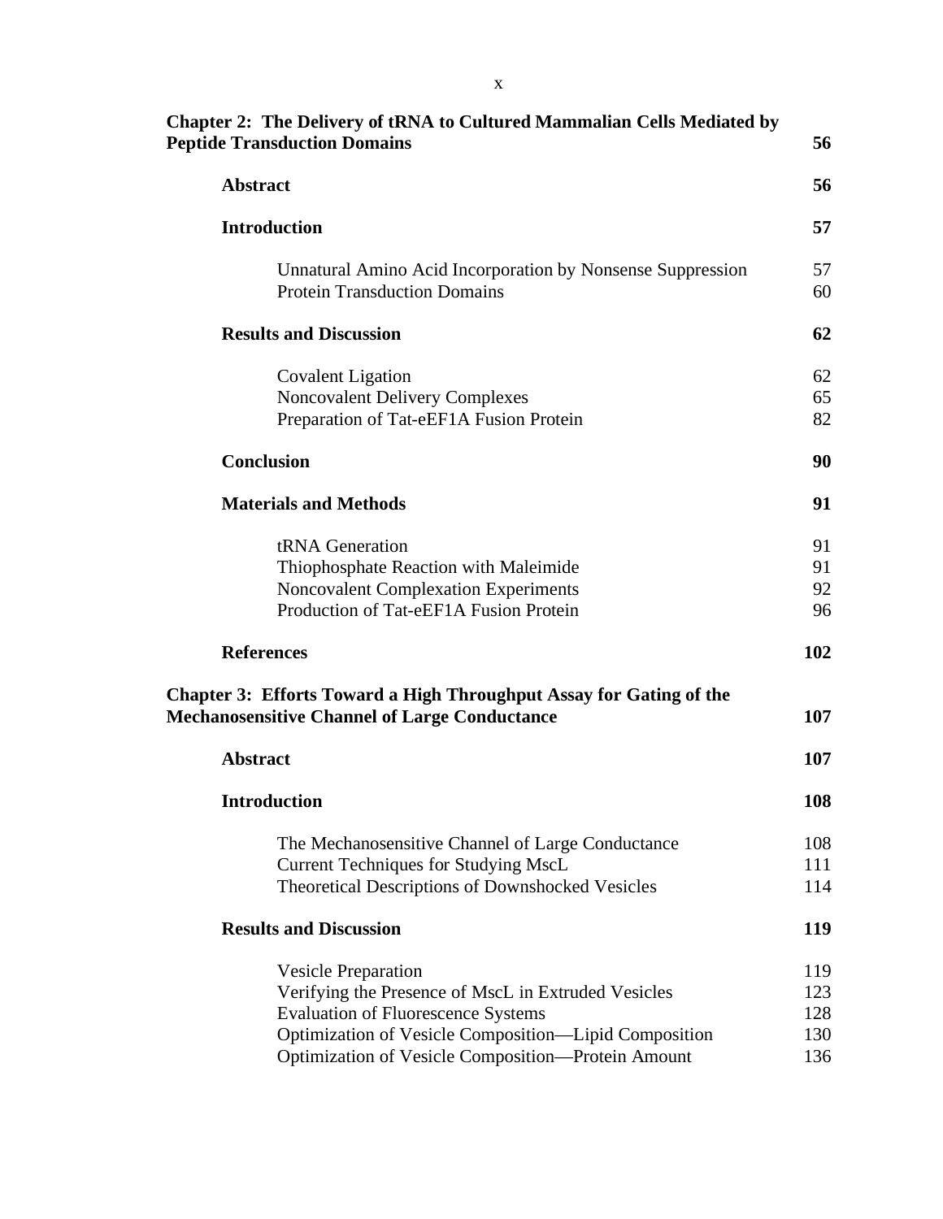**Chapter 2: The Delivery of tRNA to Cultured Mammalian Cells Mediated by Peptide Transduction Domains** **56**

- **Abstract** **56**
- **Introduction** **57**
  - Unnatural Amino Acid Incorporation by Nonsense Suppression 57
  - Protein Transduction Domains 60
- **Results and Discussion** **62**
  - Covalent Ligation 62
  - Noncovalent Delivery Complexes 65
  - Preparation of Tat-eEF1A Fusion Protein 82
- **Conclusion** **90**
- **Materials and Methods** **91**
  - tRNA Generation 91
  - Thiophosphate Reaction with Maleimide 91
  - Noncovalent Complexation Experiments 92
  - Production of Tat-eEF1A Fusion Protein 96
- **References** **102**

**Chapter 3: Efforts Toward a High Throughput Assay for Gating of the Mechanosensitive Channel of Large Conductance** **107**

- **Abstract** **107**
- **Introduction** **108**
  - The Mechanosensitive Channel of Large Conductance 108
  - Current Techniques for Studying MscL 111
  - Theoretical Descriptions of Downshocked Vesicles 114
- **Results and Discussion** **119**
  - Vesicle Preparation 119
  - Verifying the Presence of MscL in Extruded Vesicles 123
  - Evaluation of Fluorescence Systems 128
  - Optimization of Vesicle Composition—Lipid Composition 130
  - Optimization of Vesicle Composition—Protein Amount 136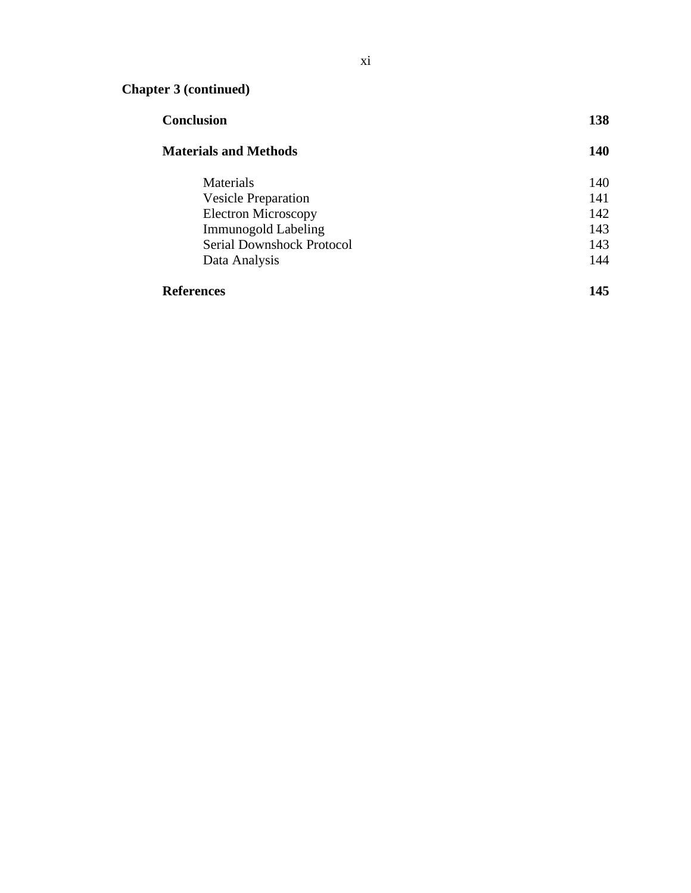**Chapter 3 (continued)**

| | |
|---|---|
| **Conclusion** | **138** |
| **Materials and Methods** | **140** |
| Materials | 140 |
| Vesicle Preparation | 141 |
| Electron Microscopy | 142 |
| Immunogold Labeling | 143 |
| Serial Downshock Protocol | 143 |
| Data Analysis | 144 |
| **References** | **145** |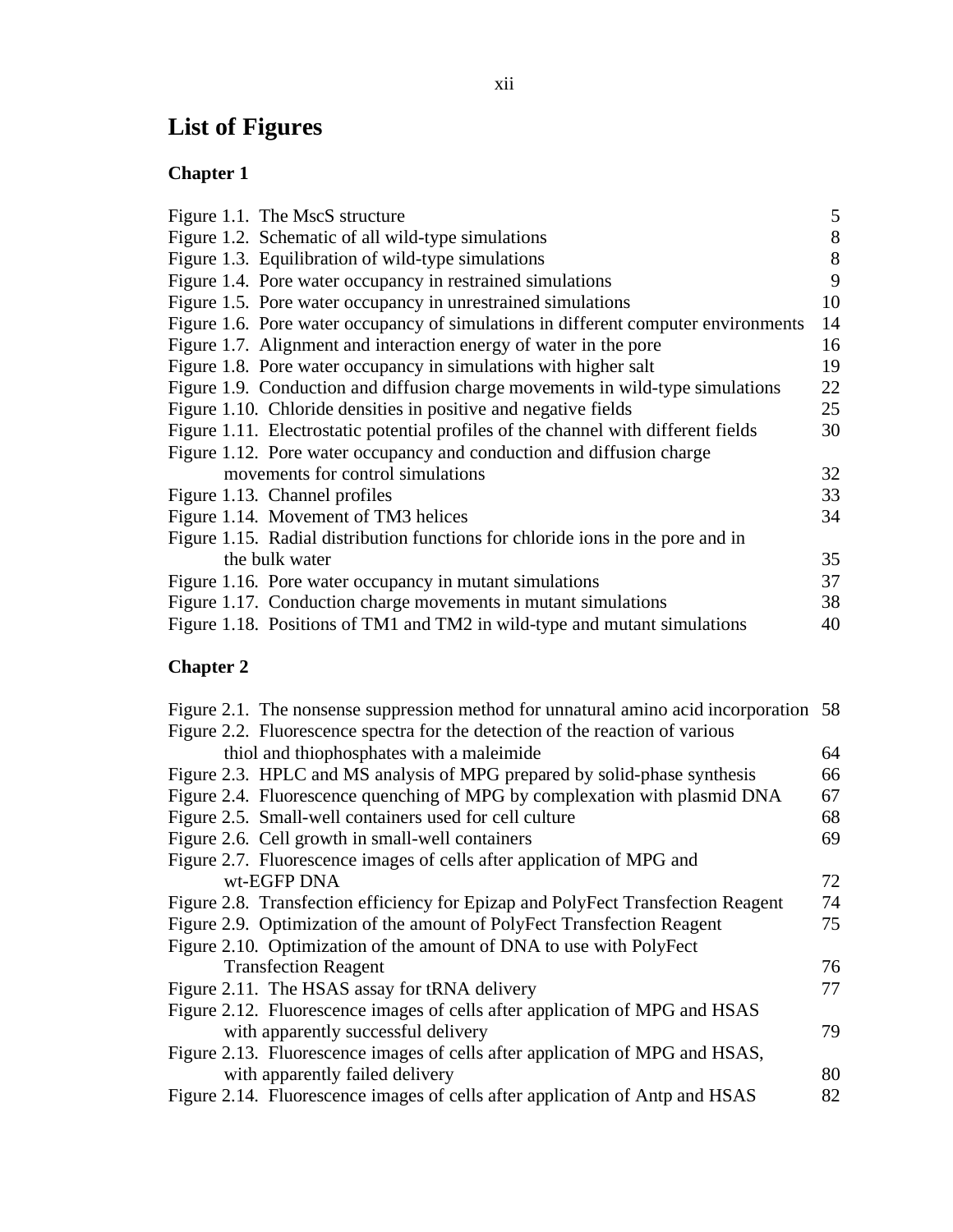# List of Figures

## Chapter 1

| | |
|---|---|
| Figure 1.1. The MscS structure | 5 |
| Figure 1.2. Schematic of all wild-type simulations | 8 |
| Figure 1.3. Equilibration of wild-type simulations | 8 |
| Figure 1.4. Pore water occupancy in restrained simulations | 9 |
| Figure 1.5. Pore water occupancy in unrestrained simulations | 10 |
| Figure 1.6. Pore water occupancy of simulations in different computer environments | 14 |
| Figure 1.7. Alignment and interaction energy of water in the pore | 16 |
| Figure 1.8. Pore water occupancy in simulations with higher salt | 19 |
| Figure 1.9. Conduction and diffusion charge movements in wild-type simulations | 22 |
| Figure 1.10. Chloride densities in positive and negative fields | 25 |
| Figure 1.11. Electrostatic potential profiles of the channel with different fields | 30 |
| Figure 1.12. Pore water occupancy and conduction and diffusion charge movements for control simulations | 32 |
| Figure 1.13. Channel profiles | 33 |
| Figure 1.14. Movement of TM3 helices | 34 |
| Figure 1.15. Radial distribution functions for chloride ions in the pore and in the bulk water | 35 |
| Figure 1.16. Pore water occupancy in mutant simulations | 37 |
| Figure 1.17. Conduction charge movements in mutant simulations | 38 |
| Figure 1.18. Positions of TM1 and TM2 in wild-type and mutant simulations | 40 |

## Chapter 2

| | |
|---|---|
| Figure 2.1. The nonsense suppression method for unnatural amino acid incorporation | 58 |
| Figure 2.2. Fluorescence spectra for the detection of the reaction of various thiol and thiophosphates with a maleimide | 64 |
| Figure 2.3. HPLC and MS analysis of MPG prepared by solid-phase synthesis | 66 |
| Figure 2.4. Fluorescence quenching of MPG by complexation with plasmid DNA | 67 |
| Figure 2.5. Small-well containers used for cell culture | 68 |
| Figure 2.6. Cell growth in small-well containers | 69 |
| Figure 2.7. Fluorescence images of cells after application of MPG and wt-EGFP DNA | 72 |
| Figure 2.8. Transfection efficiency for Epizap and PolyFect Transfection Reagent | 74 |
| Figure 2.9. Optimization of the amount of PolyFect Transfection Reagent | 75 |
| Figure 2.10. Optimization of the amount of DNA to use with PolyFect Transfection Reagent | 76 |
| Figure 2.11. The HSAS assay for tRNA delivery | 77 |
| Figure 2.12. Fluorescence images of cells after application of MPG and HSAS with apparently successful delivery | 79 |
| Figure 2.13. Fluorescence images of cells after application of MPG and HSAS, with apparently failed delivery | 80 |
| Figure 2.14. Fluorescence images of cells after application of Antp and HSAS | 82 |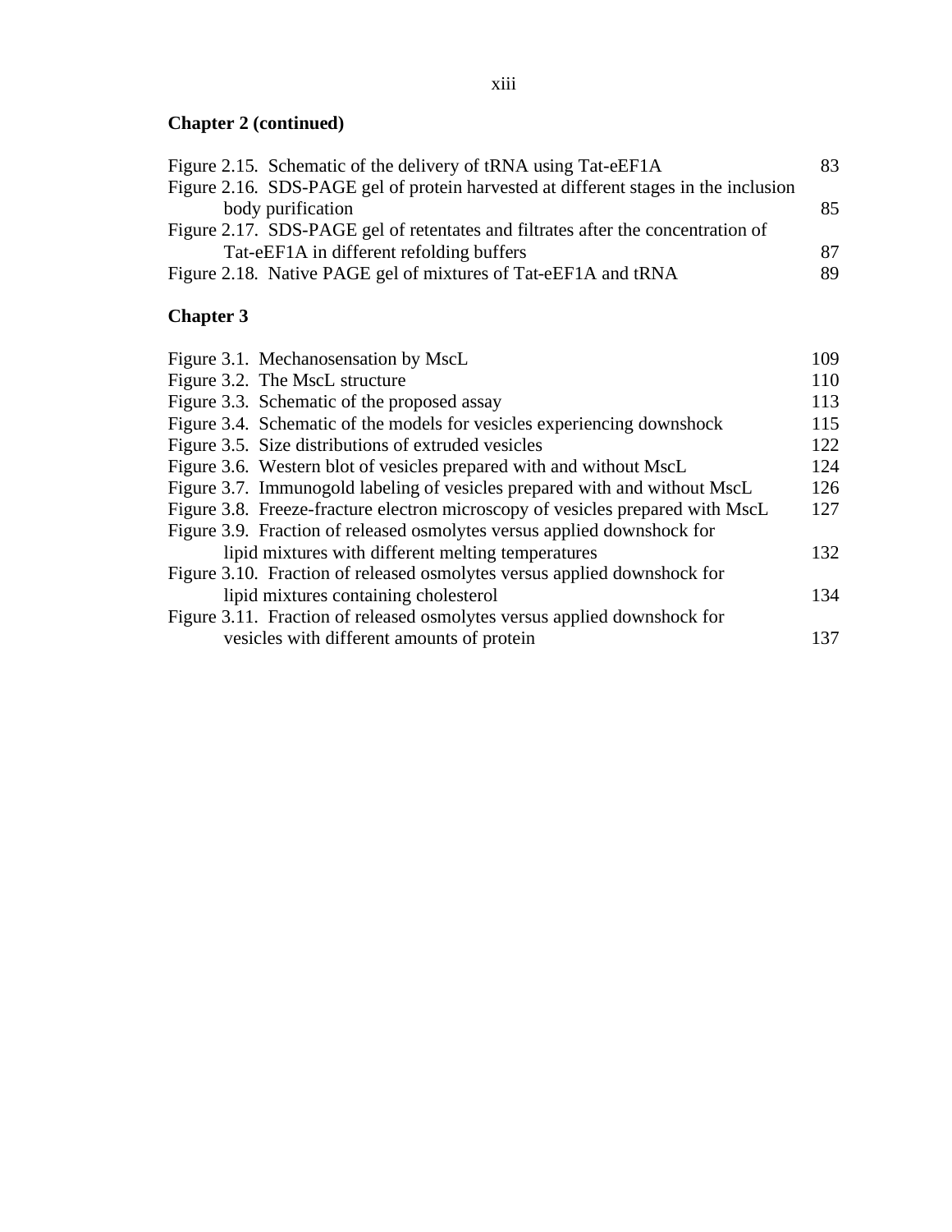**Chapter 2 (continued)**

Figure 2.15. Schematic of the delivery of tRNA using Tat-eEF1A 83

Figure 2.16. SDS-PAGE gel of protein harvested at different stages in the inclusion body purification 85

Figure 2.17. SDS-PAGE gel of retentates and filtrates after the concentration of Tat-eEF1A in different refolding buffers 87

Figure 2.18. Native PAGE gel of mixtures of Tat-eEF1A and tRNA 89

**Chapter 3**

Figure 3.1. Mechanosensation by MscL 109

Figure 3.2. The MscL structure 110

Figure 3.3. Schematic of the proposed assay 113

Figure 3.4. Schematic of the models for vesicles experiencing downshock 115

Figure 3.5. Size distributions of extruded vesicles 122

Figure 3.6. Western blot of vesicles prepared with and without MscL 124

Figure 3.7. Immunogold labeling of vesicles prepared with and without MscL 126

Figure 3.8. Freeze-fracture electron microscopy of vesicles prepared with MscL 127

Figure 3.9. Fraction of released osmolytes versus applied downshock for lipid mixtures with different melting temperatures 132

Figure 3.10. Fraction of released osmolytes versus applied downshock for lipid mixtures containing cholesterol 134

Figure 3.11. Fraction of released osmolytes versus applied downshock for vesicles with different amounts of protein 137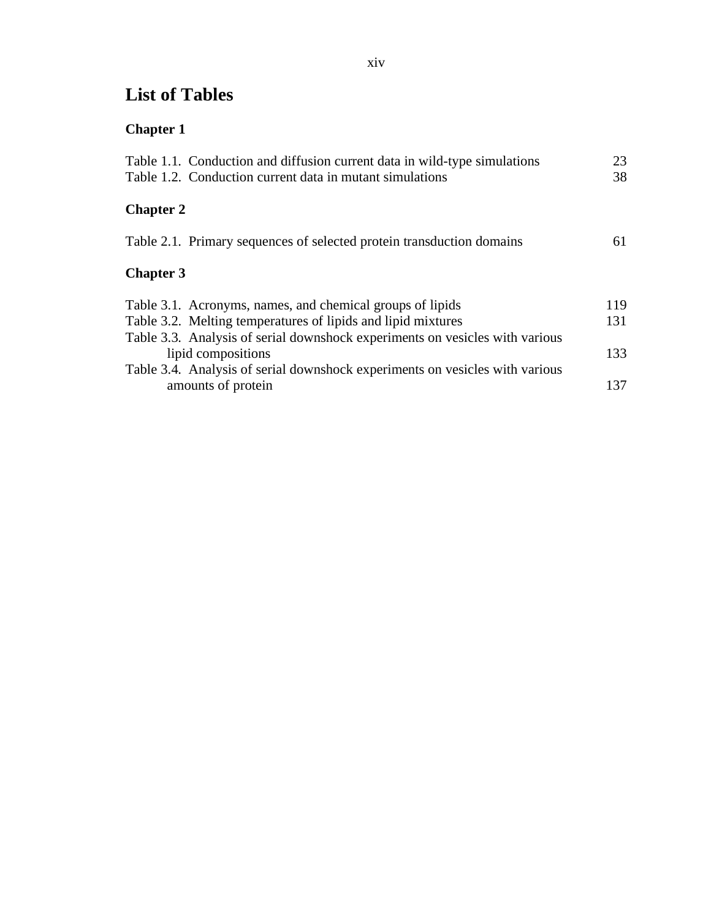# List of Tables

## Chapter 1

Table 1.1. Conduction and diffusion current data in wild-type simulations 23
Table 1.2. Conduction current data in mutant simulations 38

## Chapter 2

Table 2.1. Primary sequences of selected protein transduction domains 61

## Chapter 3

Table 3.1. Acronyms, names, and chemical groups of lipids 119
Table 3.2. Melting temperatures of lipids and lipid mixtures 131
Table 3.3. Analysis of serial downshock experiments on vesicles with various lipid compositions 133
Table 3.4. Analysis of serial downshock experiments on vesicles with various amounts of protein 137